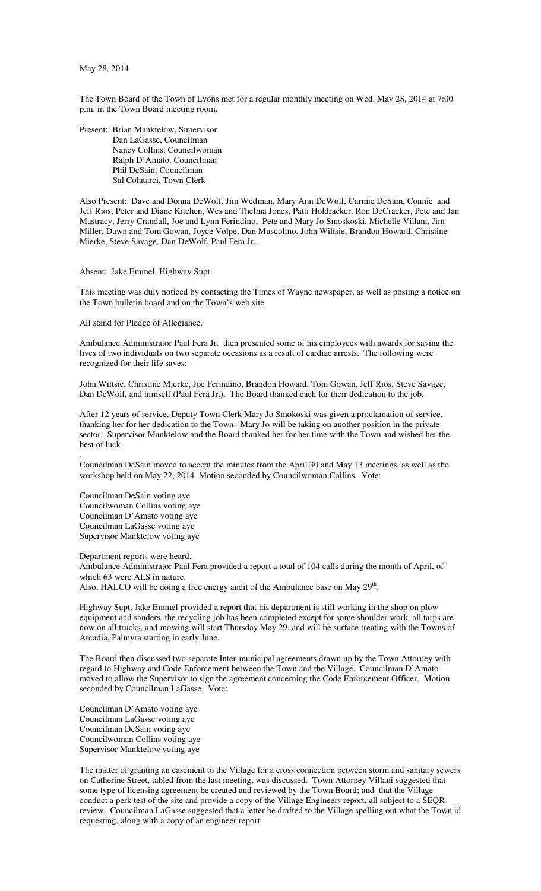May 28, 2014

The Town Board of the Town of Lyons met for a regular monthly meeting on Wed. May 28, 2014 at 7:00 p.m. in the Town Board meeting room.

Present: Brian Manktelow, Supervisor
Dan LaGasse, Councilman
Nancy Collins, Councilwoman
Ralph D'Amato, Councilman
Phil DeSain, Councilman
Sal Colatarci, Town Clerk

Also Present: Dave and Donna DeWolf, Jim Wedman, Mary Ann DeWolf, Carmie DeSain, Connie and Jeff Rios, Peter and Diane Kitchen, Wes and Thelma Jones, Patti Holdracker, Ron DeCracker, Pete and Jan Mastracy, Jerry Crandall, Joe and Lynn Ferindino, Pete and Mary Jo Smoskoski, Michelle Villani, Jim Miller, Dawn and Tom Gowan, Joyce Volpe, Dan Muscolino, John Wiltsie, Brandon Howard, Christine Mierke, Steve Savage, Dan DeWolf, Paul Fera Jr.,

Absent: Jake Emmel, Highway Supt.

This meeting was duly noticed by contacting the Times of Wayne newspaper, as well as posting a notice on the Town bulletin board and on the Town's web site.

All stand for Pledge of Allegiance.

Ambulance Administrator Paul Fera Jr. then presented some of his employees with awards for saving the lives of two individuals on two separate occasions as a result of cardiac arrests. The following were recognized for their life saves:

John Wiltsie, Christine Mierke, Joe Ferindino, Brandon Howard, Tom Gowan, Jeff Rios, Steve Savage, Dan DeWolf, and himself (Paul Fera Jr.). The Board thanked each for their dedication to the job.

After 12 years of service, Deputy Town Clerk Mary Jo Smokoski was given a proclamation of service, thanking her for her dedication to the Town. Mary Jo will be taking on another position in the private sector. Supervisor Manktelow and the Board thanked her for her time with the Town and wished her the best of luck

.
Councilman DeSain moved to accept the minutes from the April 30 and May 13 meetings, as well as the workshop held on May 22, 2014 Motion seconded by Councilwoman Collins. Vote:

Councilman DeSain voting aye
Councilwoman Collins voting aye
Councilman D'Amato voting aye
Councilman LaGasse voting aye
Supervisor Manktelow voting aye

Department reports were heard.
Ambulance Administrator Paul Fera provided a report a total of 104 calls during the month of April, of which 63 were ALS in nature.
Also, HALCO will be doing a free energy audit of the Ambulance base on May 29th.

Highway Supt. Jake Emmel provided a report that his department is still working in the shop on plow equipment and sanders, the recycling job has been completed except for some shoulder work, all tarps are now on all trucks, and mowing will start Thursday May 29, and will be surface treating with the Towns of Arcadia, Palmyra starting in early June.

The Board then discussed two separate Inter-municipal agreements drawn up by the Town Attorney with regard to Highway and Code Enforcement between the Town and the Village. Councilman D'Amato moved to allow the Supervisor to sign the agreement concerning the Code Enforcement Officer. Motion seconded by Councilman LaGasse. Vote:

Councilman D'Amato voting aye
Councilman LaGasse voting aye
Councilman DeSain voting aye
Councilwoman Collins voting aye
Supervisor Manktelow voting aye

The matter of granting an easement to the Village for a cross connection between storm and sanitary sewers on Catherine Street, tabled from the last meeting, was discussed. Town Attorney Villani suggested that some type of licensing agreement be created and reviewed by the Town Board; and that the Village conduct a perk test of the site and provide a copy of the Village Engineers report, all subject to a SEQR review. Councilman LaGasse suggested that a letter be drafted to the Village spelling out what the Town id requesting, along with a copy of an engineer report.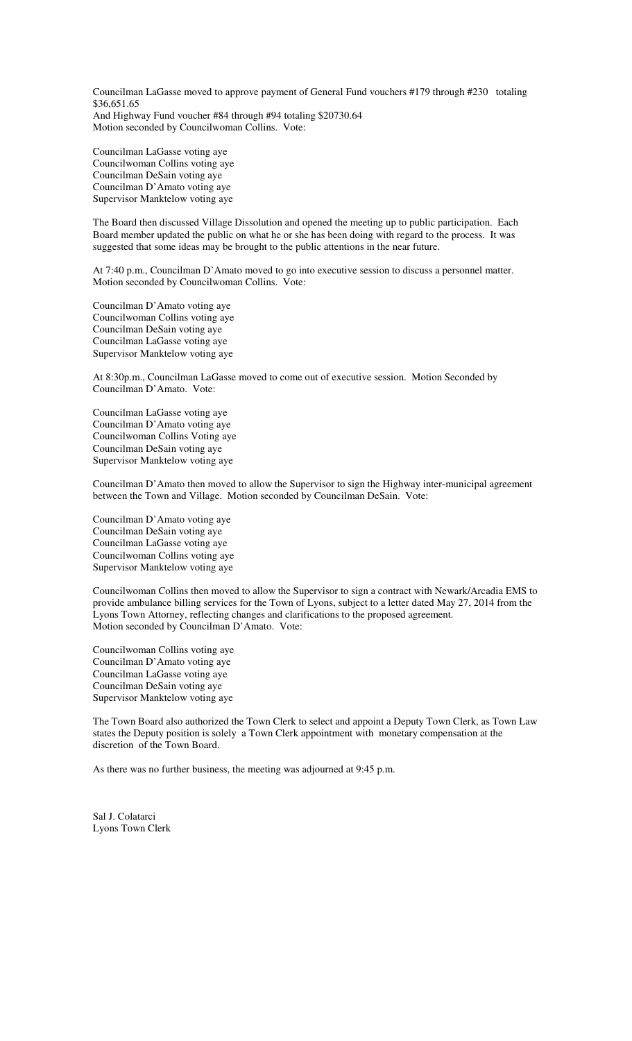Councilman LaGasse moved to approve payment of General Fund vouchers #179 through #230 totaling $36,651.65
And Highway Fund voucher #84 through #94 totaling $20730.64
Motion seconded by Councilwoman Collins. Vote:

Councilman LaGasse voting aye
Councilwoman Collins voting aye
Councilman DeSain voting aye
Councilman D'Amato voting aye
Supervisor Manktelow voting aye

The Board then discussed Village Dissolution and opened the meeting up to public participation. Each Board member updated the public on what he or she has been doing with regard to the process. It was suggested that some ideas may be brought to the public attentions in the near future.

At 7:40 p.m., Councilman D'Amato moved to go into executive session to discuss a personnel matter. Motion seconded by Councilwoman Collins. Vote:

Councilman D'Amato voting aye
Councilwoman Collins voting aye
Councilman DeSain voting aye
Councilman LaGasse voting aye
Supervisor Manktelow voting aye

At 8:30p.m., Councilman LaGasse moved to come out of executive session. Motion Seconded by Councilman D'Amato. Vote:

Councilman LaGasse voting aye
Councilman D'Amato voting aye
Councilwoman Collins Voting aye
Councilman DeSain voting aye
Supervisor Manktelow voting aye

Councilman D'Amato then moved to allow the Supervisor to sign the Highway inter-municipal agreement between the Town and Village. Motion seconded by Councilman DeSain. Vote:

Councilman D'Amato voting aye
Councilman DeSain voting aye
Councilman LaGasse voting aye
Councilwoman Collins voting aye
Supervisor Manktelow voting aye

Councilwoman Collins then moved to allow the Supervisor to sign a contract with Newark/Arcadia EMS to provide ambulance billing services for the Town of Lyons, subject to a letter dated May 27, 2014 from the Lyons Town Attorney, reflecting changes and clarifications to the proposed agreement.
Motion seconded by Councilman D'Amato. Vote:

Councilwoman Collins voting aye
Councilman D'Amato voting aye
Councilman LaGasse voting aye
Councilman DeSain voting aye
Supervisor Manktelow voting aye

The Town Board also authorized the Town Clerk to select and appoint a Deputy Town Clerk, as Town Law states the Deputy position is solely a Town Clerk appointment with monetary compensation at the discretion of the Town Board.

As there was no further business, the meeting was adjourned at 9:45 p.m.

Sal J. Colatarci
Lyons Town Clerk